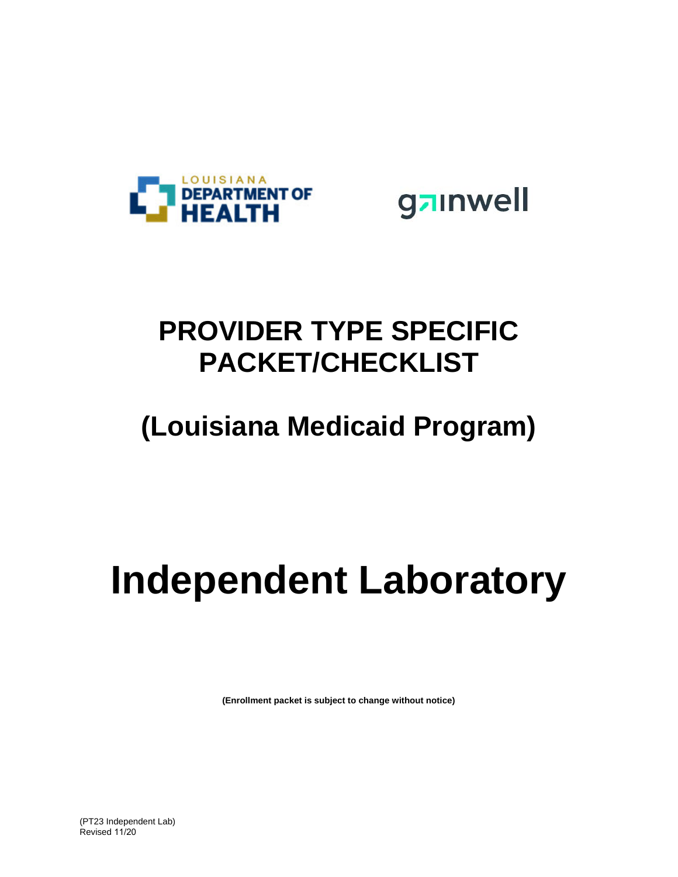# PROVIDER TYPE SPECIFIC PACKET/CHECKLIST

## (Louisiana Medicaid Program)

# Independent Laboratory

**(Enrollment packet is subject to change without notice)**

(PT23 Independent Lab)
Revised 11/20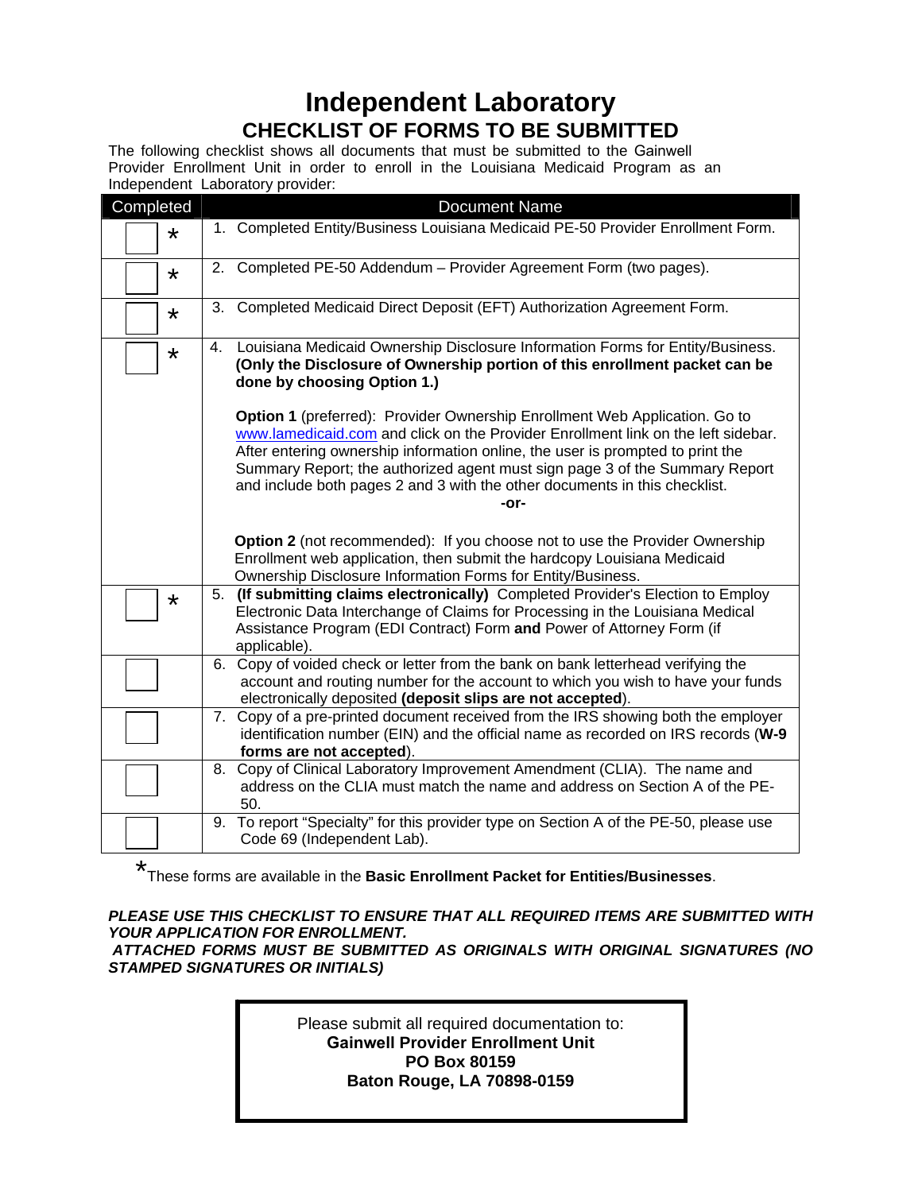# Independent Laboratory

## CHECKLIST OF FORMS TO BE SUBMITTED

The following checklist shows all documents that must be submitted to the Gainwell Provider Enrollment Unit in order to enroll in the Louisiana Medicaid Program as an Independent Laboratory provider:

| Completed | Document Name |
|---|---|
| ☐ * | 1. Completed Entity/Business Louisiana Medicaid PE-50 Provider Enrollment Form. |
| ☐ * | 2. Completed PE-50 Addendum – Provider Agreement Form (two pages). |
| ☐ * | 3. Completed Medicaid Direct Deposit (EFT) Authorization Agreement Form. |
| ☐ * | 4. Louisiana Medicaid Ownership Disclosure Information Forms for Entity/Business. **(Only the Disclosure of Ownership portion of this enrollment packet can be done by choosing Option 1.)**<br><br>**Option 1** (preferred): Provider Ownership Enrollment Web Application. Go to www.lamedicaid.com and click on the Provider Enrollment link on the left sidebar. After entering ownership information online, the user is prompted to print the Summary Report; the authorized agent must sign page 3 of the Summary Report and include both pages 2 and 3 with the other documents in this checklist.<br>**-or-**<br><br>**Option 2** (not recommended): If you choose not to use the Provider Ownership Enrollment web application, then submit the hardcopy Louisiana Medicaid Ownership Disclosure Information Forms for Entity/Business. |
| ☐ * | 5. **(If submitting claims electronically)** Completed Provider's Election to Employ Electronic Data Interchange of Claims for Processing in the Louisiana Medical Assistance Program (EDI Contract) Form **and** Power of Attorney Form (if applicable). |
| ☐ | 6. Copy of voided check or letter from the bank on bank letterhead verifying the account and routing number for the account to which you wish to have your funds electronically deposited **(deposit slips are not accepted)**. |
| ☐ | 7. Copy of a pre-printed document received from the IRS showing both the employer identification number (EIN) and the official name as recorded on IRS records (**W-9 forms are not accepted**). |
| ☐ | 8. Copy of Clinical Laboratory Improvement Amendment (CLIA). The name and address on the CLIA must match the name and address on Section A of the PE-50. |
| ☐ | 9. To report "Specialty" for this provider type on Section A of the PE-50, please use Code 69 (Independent Lab). |

*These forms are available in the **Basic Enrollment Packet for Entities/Businesses**.

***PLEASE USE THIS CHECKLIST TO ENSURE THAT ALL REQUIRED ITEMS ARE SUBMITTED WITH YOUR APPLICATION FOR ENROLLMENT.***

***ATTACHED FORMS MUST BE SUBMITTED AS ORIGINALS WITH ORIGINAL SIGNATURES (NO STAMPED SIGNATURES OR INITIALS)***

Please submit all required documentation to:
**Gainwell Provider Enrollment Unit**
**PO Box 80159**
**Baton Rouge, LA 70898-0159**